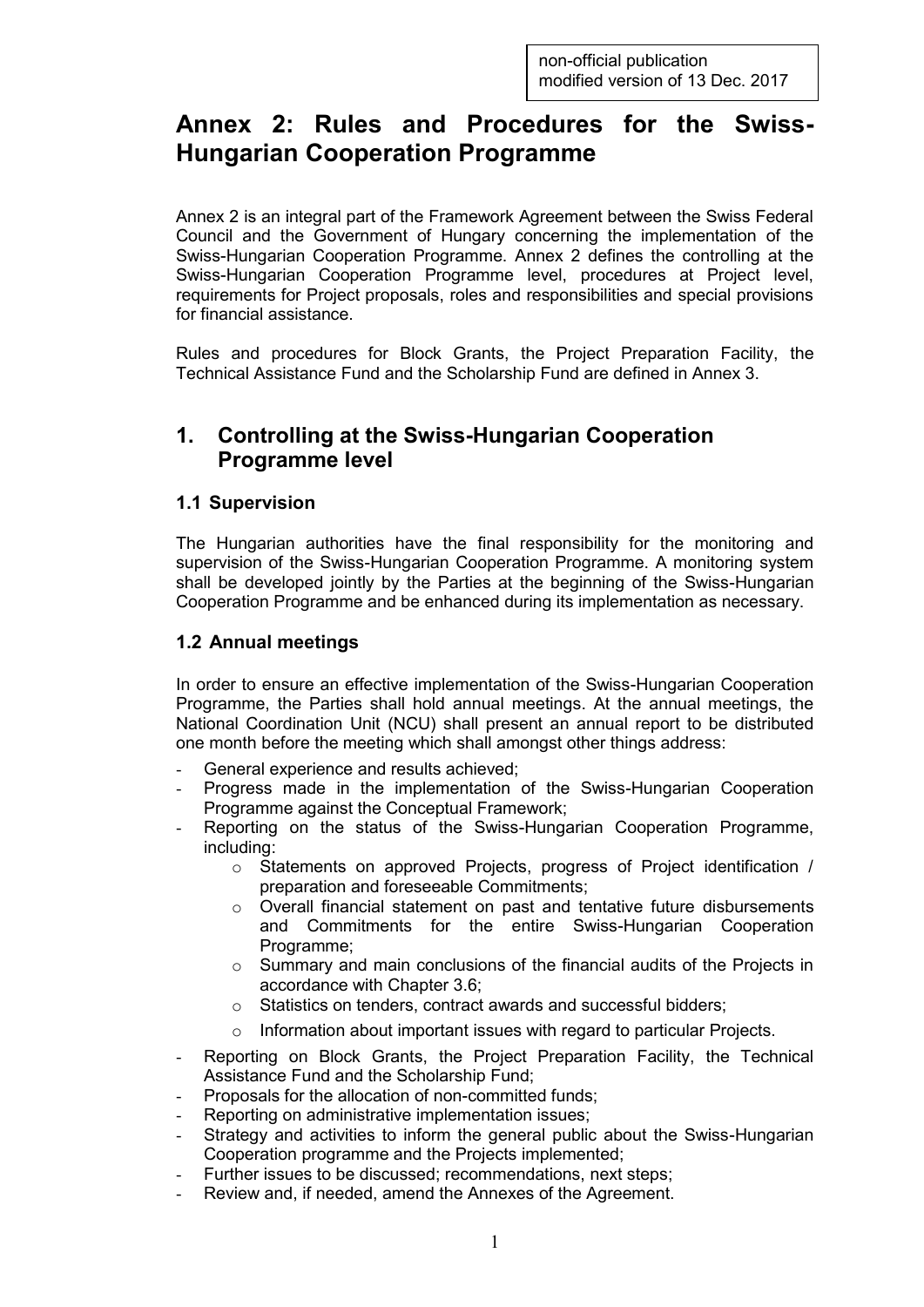non-official publication
modified version of 13 Dec. 2017

# Annex 2: Rules and Procedures for the Swiss-Hungarian Cooperation Programme

Annex 2 is an integral part of the Framework Agreement between the Swiss Federal Council and the Government of Hungary concerning the implementation of the Swiss-Hungarian Cooperation Programme. Annex 2 defines the controlling at the Swiss-Hungarian Cooperation Programme level, procedures at Project level, requirements for Project proposals, roles and responsibilities and special provisions for financial assistance.

Rules and procedures for Block Grants, the Project Preparation Facility, the Technical Assistance Fund and the Scholarship Fund are defined in Annex 3.

## 1. Controlling at the Swiss-Hungarian Cooperation Programme level

### 1.1 Supervision

The Hungarian authorities have the final responsibility for the monitoring and supervision of the Swiss-Hungarian Cooperation Programme. A monitoring system shall be developed jointly by the Parties at the beginning of the Swiss-Hungarian Cooperation Programme and be enhanced during its implementation as necessary.

### 1.2 Annual meetings

In order to ensure an effective implementation of the Swiss-Hungarian Cooperation Programme, the Parties shall hold annual meetings. At the annual meetings, the National Coordination Unit (NCU) shall present an annual report to be distributed one month before the meeting which shall amongst other things address:

- General experience and results achieved;
- Progress made in the implementation of the Swiss-Hungarian Cooperation Programme against the Conceptual Framework;
- Reporting on the status of the Swiss-Hungarian Cooperation Programme, including:
    - Statements on approved Projects, progress of Project identification / preparation and foreseeable Commitments;
    - Overall financial statement on past and tentative future disbursements and Commitments for the entire Swiss-Hungarian Cooperation Programme;
    - Summary and main conclusions of the financial audits of the Projects in accordance with Chapter 3.6;
    - Statistics on tenders, contract awards and successful bidders;
    - Information about important issues with regard to particular Projects.
- Reporting on Block Grants, the Project Preparation Facility, the Technical Assistance Fund and the Scholarship Fund;
- Proposals for the allocation of non-committed funds;
- Reporting on administrative implementation issues;
- Strategy and activities to inform the general public about the Swiss-Hungarian Cooperation programme and the Projects implemented;
- Further issues to be discussed; recommendations, next steps;
- Review and, if needed, amend the Annexes of the Agreement.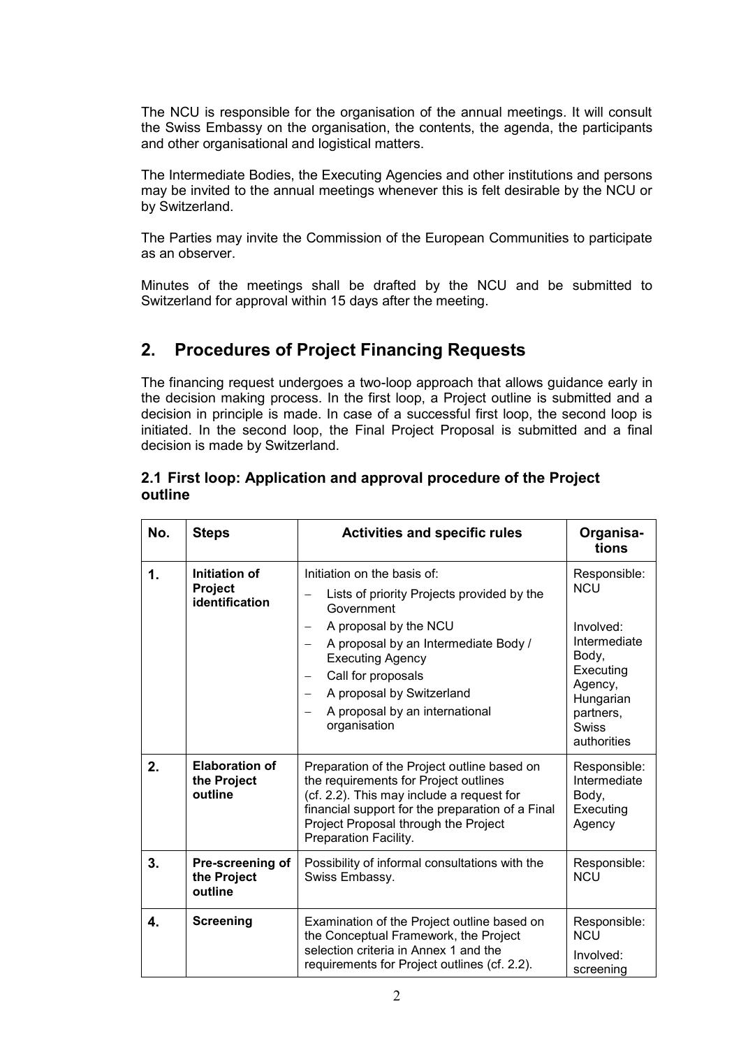The NCU is responsible for the organisation of the annual meetings. It will consult the Swiss Embassy on the organisation, the contents, the agenda, the participants and other organisational and logistical matters.

The Intermediate Bodies, the Executing Agencies and other institutions and persons may be invited to the annual meetings whenever this is felt desirable by the NCU or by Switzerland.

The Parties may invite the Commission of the European Communities to participate as an observer.

Minutes of the meetings shall be drafted by the NCU and be submitted to Switzerland for approval within 15 days after the meeting.

## 2. Procedures of Project Financing Requests

The financing request undergoes a two-loop approach that allows guidance early in the decision making process. In the first loop, a Project outline is submitted and a decision in principle is made. In case of a successful first loop, the second loop is initiated. In the second loop, the Final Project Proposal is submitted and a final decision is made by Switzerland.

### 2.1 First loop: Application and approval procedure of the Project outline

| No. | Steps | Activities and specific rules | Organisa-tions |
|---|---|---|---|
| 1. | **Initiation of Project identification** | Initiation on the basis of:<br>– Lists of priority Projects provided by the Government<br>– A proposal by the NCU<br>– A proposal by an Intermediate Body / Executing Agency<br>– Call for proposals<br>– A proposal by Switzerland<br>– A proposal by an international organisation | Responsible: NCU<br><br>Involved: Intermediate Body, Executing Agency, Hungarian partners, Swiss authorities |
| 2. | **Elaboration of the Project outline** | Preparation of the Project outline based on the requirements for Project outlines (cf. 2.2). This may include a request for financial support for the preparation of a Final Project Proposal through the Project Preparation Facility. | Responsible: Intermediate Body, Executing Agency |
| 3. | **Pre-screening of the Project outline** | Possibility of informal consultations with the Swiss Embassy. | Responsible: NCU |
| 4. | **Screening** | Examination of the Project outline based on the Conceptual Framework, the Project selection criteria in Annex 1 and the requirements for Project outlines (cf. 2.2). | Responsible: NCU<br>Involved: screening |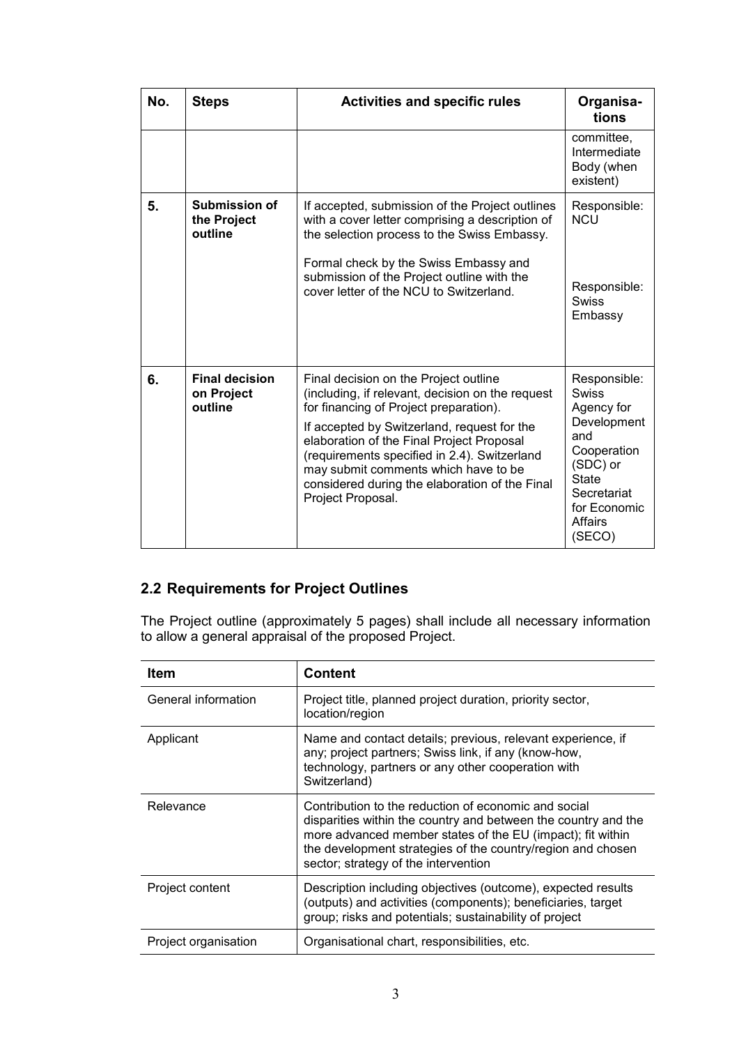| No. | Steps | Activities and specific rules | Organisa-tions |
|---|---|---|---|
| | | | committee, Intermediate Body (when existent) |
| **5.** | **Submission of the Project outline** | If accepted, submission of the Project outlines with a cover letter comprising a description of the selection process to the Swiss Embassy.<br><br>Formal check by the Swiss Embassy and submission of the Project outline with the cover letter of the NCU to Switzerland. | Responsible: NCU<br><br>Responsible: Swiss Embassy |
| **6.** | **Final decision on Project outline** | Final decision on the Project outline (including, if relevant, decision on the request for financing of Project preparation).<br><br>If accepted by Switzerland, request for the elaboration of the Final Project Proposal (requirements specified in 2.4). Switzerland may submit comments which have to be considered during the elaboration of the Final Project Proposal. | Responsible: Swiss Agency for Development and Cooperation (SDC) or State Secretariat for Economic Affairs (SECO) |

## 2.2 Requirements for Project Outlines

The Project outline (approximately 5 pages) shall include all necessary information to allow a general appraisal of the proposed Project.

| Item | Content |
|---|---|
| General information | Project title, planned project duration, priority sector, location/region |
| Applicant | Name and contact details; previous, relevant experience, if any; project partners; Swiss link, if any (know-how, technology, partners or any other cooperation with Switzerland) |
| Relevance | Contribution to the reduction of economic and social disparities within the country and between the country and the more advanced member states of the EU (impact); fit within the development strategies of the country/region and chosen sector; strategy of the intervention |
| Project content | Description including objectives (outcome), expected results (outputs) and activities (components); beneficiaries, target group; risks and potentials; sustainability of project |
| Project organisation | Organisational chart, responsibilities, etc. |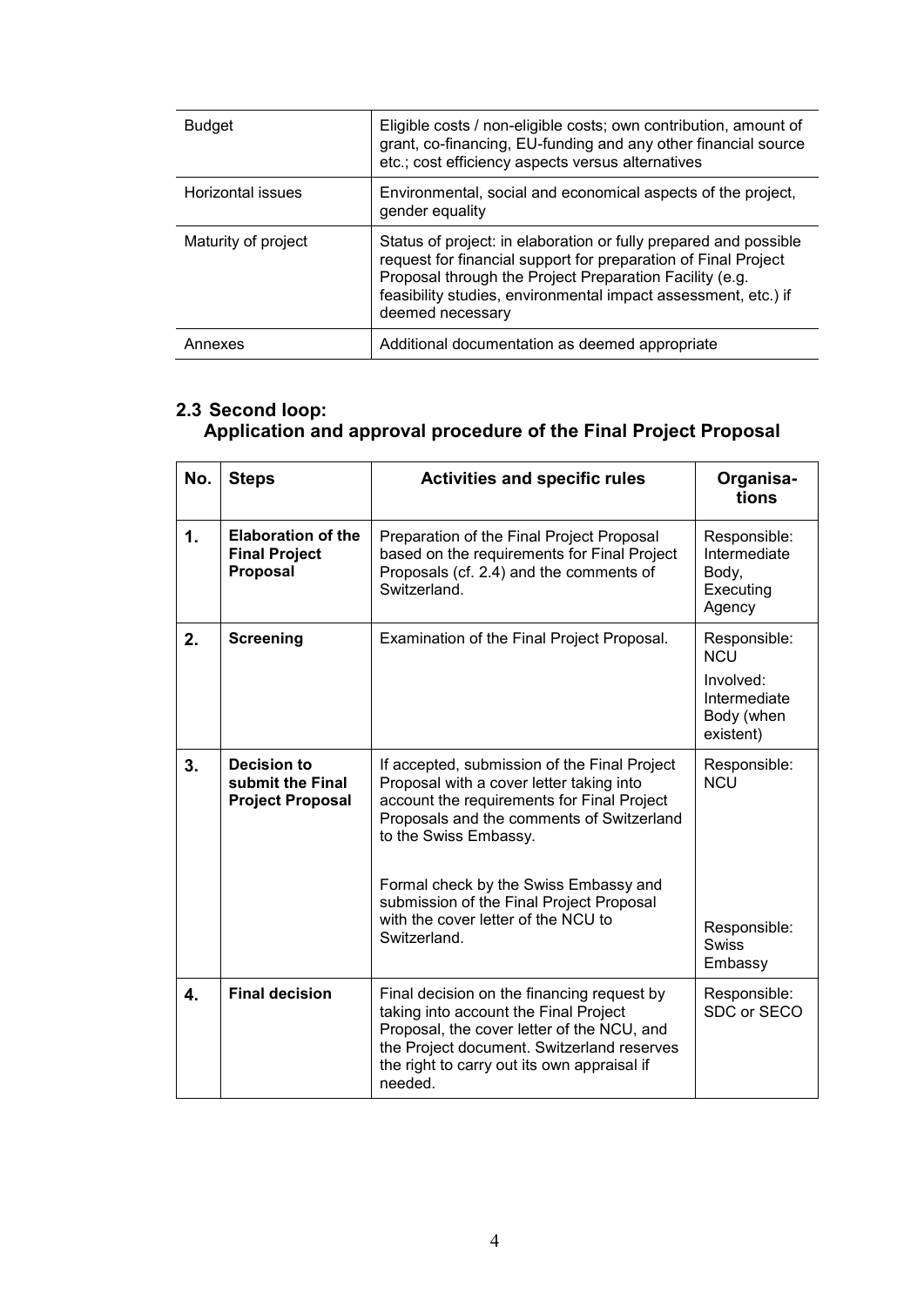| Budget | Eligible costs / non-eligible costs; own contribution, amount of grant, co-financing, EU-funding and any other financial source etc.; cost efficiency aspects versus alternatives |
|---|---|
| Horizontal issues | Environmental, social and economical aspects of the project, gender equality |
| Maturity of project | Status of project: in elaboration or fully prepared and possible request for financial support for preparation of Final Project Proposal through the Project Preparation Facility (e.g. feasibility studies, environmental impact assessment, etc.) if deemed necessary |
| Annexes | Additional documentation as deemed appropriate |

## 2.3 Second loop: Application and approval procedure of the Final Project Proposal

| No. | Steps | Activities and specific rules | Organisa-tions |
|---|---|---|---|
| **1.** | **Elaboration of the Final Project Proposal** | Preparation of the Final Project Proposal based on the requirements for Final Project Proposals (cf. 2.4) and the comments of Switzerland. | Responsible: Intermediate Body, Executing Agency |
| **2.** | **Screening** | Examination of the Final Project Proposal. | Responsible: NCU<br>Involved: Intermediate Body (when existent) |
| **3.** | **Decision to submit the Final Project Proposal** | If accepted, submission of the Final Project Proposal with a cover letter taking into account the requirements for Final Project Proposals and the comments of Switzerland to the Swiss Embassy.<br><br>Formal check by the Swiss Embassy and submission of the Final Project Proposal with the cover letter of the NCU to Switzerland. | Responsible: NCU<br><br>Responsible: Swiss Embassy |
| **4.** | **Final decision** | Final decision on the financing request by taking into account the Final Project Proposal, the cover letter of the NCU, and the Project document. Switzerland reserves the right to carry out its own appraisal if needed. | Responsible: SDC or SECO |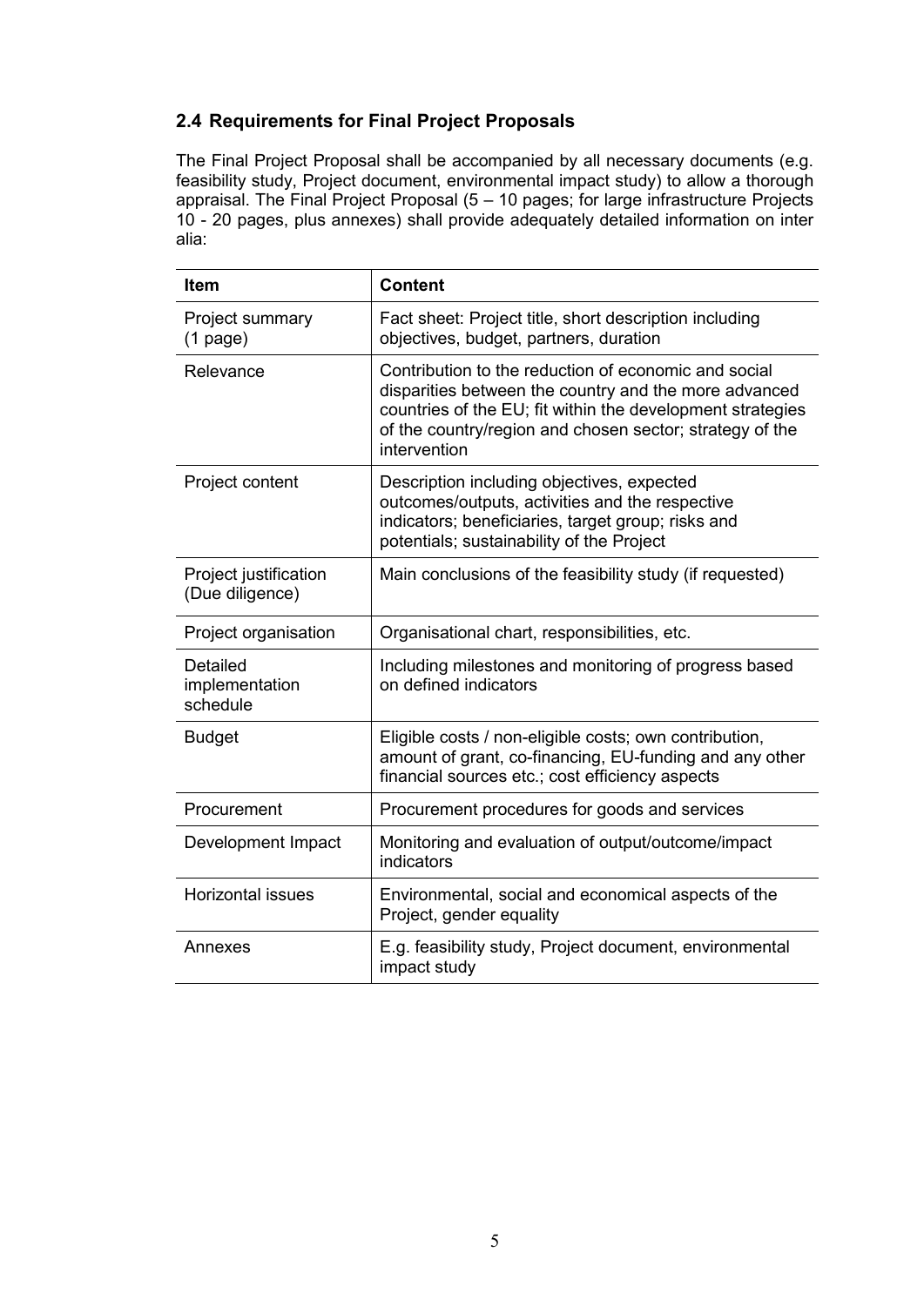## 2.4 Requirements for Final Project Proposals

The Final Project Proposal shall be accompanied by all necessary documents (e.g. feasibility study, Project document, environmental impact study) to allow a thorough appraisal. The Final Project Proposal (5 – 10 pages; for large infrastructure Projects 10 - 20 pages, plus annexes) shall provide adequately detailed information on inter alia:

| Item | Content |
|---|---|
| Project summary (1 page) | Fact sheet: Project title, short description including objectives, budget, partners, duration |
| Relevance | Contribution to the reduction of economic and social disparities between the country and the more advanced countries of the EU; fit within the development strategies of the country/region and chosen sector; strategy of the intervention |
| Project content | Description including objectives, expected outcomes/outputs, activities and the respective indicators; beneficiaries, target group; risks and potentials; sustainability of the Project |
| Project justification (Due diligence) | Main conclusions of the feasibility study (if requested) |
| Project organisation | Organisational chart, responsibilities, etc. |
| Detailed implementation schedule | Including milestones and monitoring of progress based on defined indicators |
| Budget | Eligible costs / non-eligible costs; own contribution, amount of grant, co-financing, EU-funding and any other financial sources etc.; cost efficiency aspects |
| Procurement | Procurement procedures for goods and services |
| Development Impact | Monitoring and evaluation of output/outcome/impact indicators |
| Horizontal issues | Environmental, social and economical aspects of the Project, gender equality |
| Annexes | E.g. feasibility study, Project document, environmental impact study |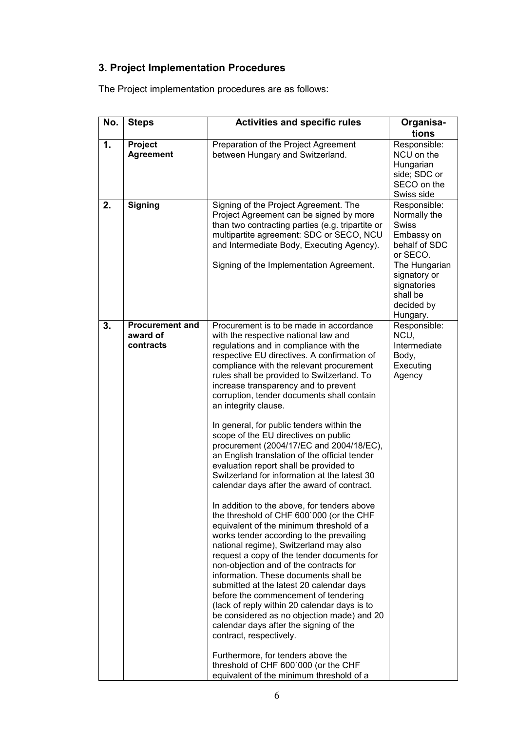## 3. Project Implementation Procedures

The Project implementation procedures are as follows:

| No. | Steps | Activities and specific rules | Organisa-tions |
|---|---|---|---|
| **1.** | **Project Agreement** | Preparation of the Project Agreement between Hungary and Switzerland. | Responsible: NCU on the Hungarian side; SDC or SECO on the Swiss side |
| **2.** | **Signing** | Signing of the Project Agreement. The Project Agreement can be signed by more than two contracting parties (e.g. tripartite or multipartite agreement: SDC or SECO, NCU and Intermediate Body, Executing Agency).<br><br>Signing of the Implementation Agreement. | Responsible: Normally the Swiss Embassy on behalf of SDC or SECO. The Hungarian signatory or signatories shall be decided by Hungary. |
| **3.** | **Procurement and award of contracts** | Procurement is to be made in accordance with the respective national law and regulations and in compliance with the respective EU directives. A confirmation of compliance with the relevant procurement rules shall be provided to Switzerland. To increase transparency and to prevent corruption, tender documents shall contain an integrity clause.<br><br>In general, for public tenders within the scope of the EU directives on public procurement (2004/17/EC and 2004/18/EC), an English translation of the official tender evaluation report shall be provided to Switzerland for information at the latest 30 calendar days after the award of contract.<br><br>In addition to the above, for tenders above the threshold of CHF 600`000 (or the CHF equivalent of the minimum threshold of a works tender according to the prevailing national regime), Switzerland may also request a copy of the tender documents for non-objection and of the contracts for information. These documents shall be submitted at the latest 20 calendar days before the commencement of tendering (lack of reply within 20 calendar days is to be considered as no objection made) and 20 calendar days after the signing of the contract, respectively.<br><br>Furthermore, for tenders above the threshold of CHF 600`000 (or the CHF equivalent of the minimum threshold of a | Responsible: NCU, Intermediate Body, Executing Agency |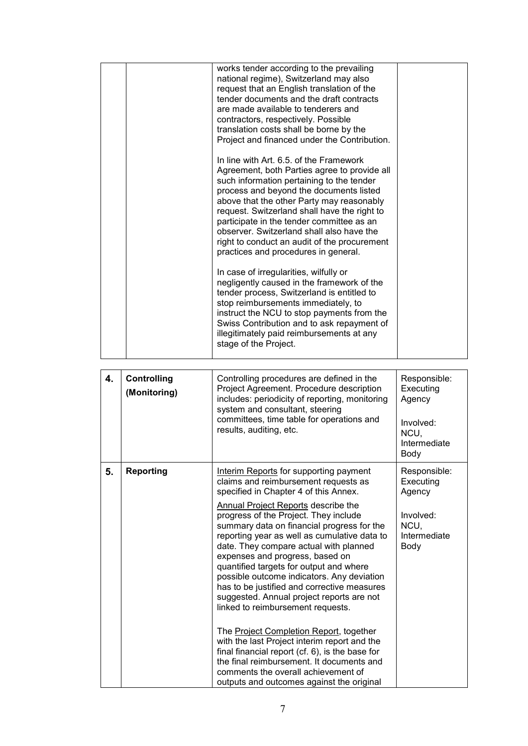| | | | |
|---|---|---|---|
| | | works tender according to the prevailing national regime), Switzerland may also request that an English translation of the tender documents and the draft contracts are made available to tenderers and contractors, respectively. Possible translation costs shall be borne by the Project and financed under the Contribution.<br><br>In line with Art. 6.5. of the Framework Agreement, both Parties agree to provide all such information pertaining to the tender process and beyond the documents listed above that the other Party may reasonably request. Switzerland shall have the right to participate in the tender committee as an observer. Switzerland shall also have the right to conduct an audit of the procurement practices and procedures in general.<br><br>In case of irregularities, wilfully or negligently caused in the framework of the tender process, Switzerland is entitled to stop reimbursements immediately, to instruct the NCU to stop payments from the Swiss Contribution and to ask repayment of illegitimately paid reimbursements at any stage of the Project. | |

| | | | |
|---|---|---|---|
| **4.** | **Controlling (Monitoring)** | Controlling procedures are defined in the Project Agreement. Procedure description includes: periodicity of reporting, monitoring system and consultant, steering committees, time table for operations and results, auditing, etc. | Responsible: Executing Agency<br><br>Involved: NCU, Intermediate Body |
| **5.** | **Reporting** | Interim Reports for supporting payment claims and reimbursement requests as specified in Chapter 4 of this Annex.<br><br>Annual Project Reports describe the progress of the Project. They include summary data on financial progress for the reporting year as well as cumulative data to date. They compare actual with planned expenses and progress, based on quantified targets for output and where possible outcome indicators. Any deviation has to be justified and corrective measures suggested. Annual project reports are not linked to reimbursement requests.<br><br>The Project Completion Report, together with the last Project interim report and the final financial report (cf. 6), is the base for the final reimbursement. It documents and comments the overall achievement of outputs and outcomes against the original | Responsible: Executing Agency<br><br>Involved: NCU, Intermediate Body |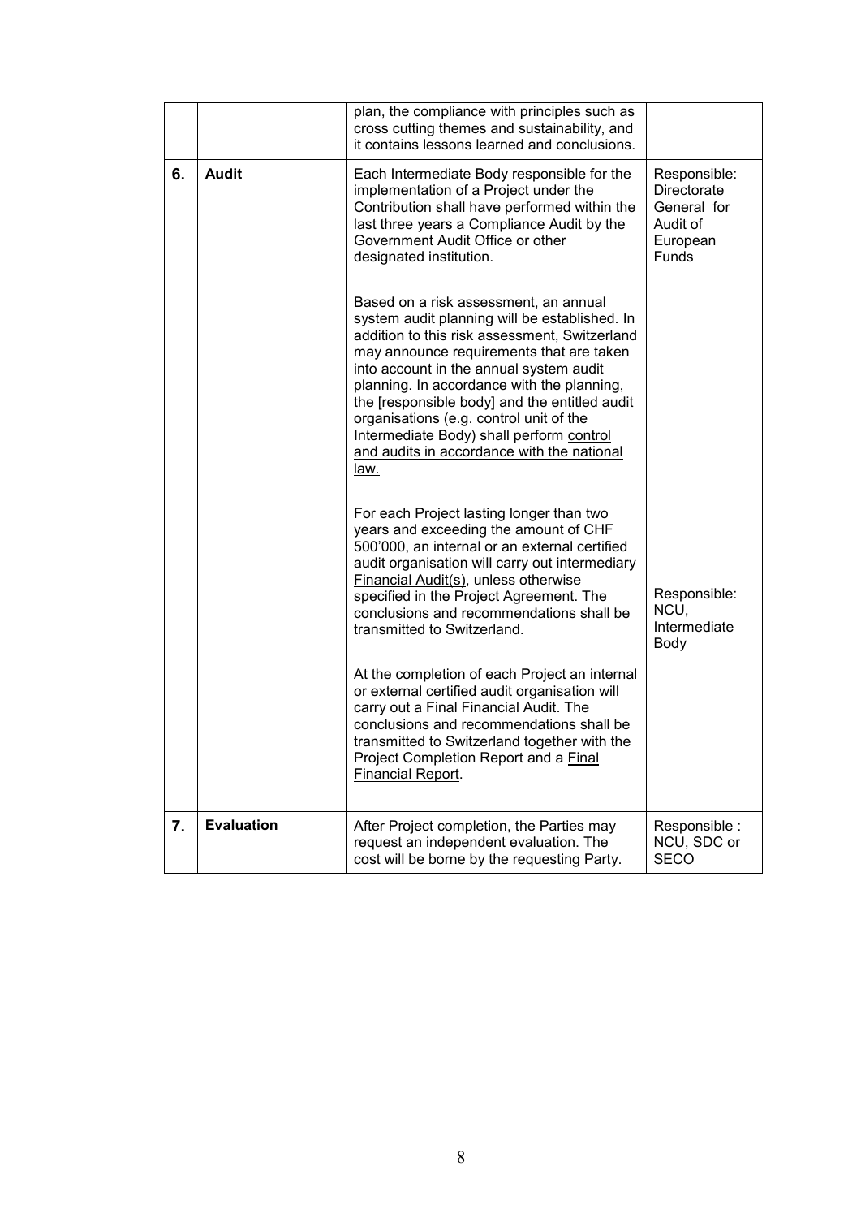| | | | |
|---|---|---|---|
| | | plan, the compliance with principles such as cross cutting themes and sustainability, and it contains lessons learned and conclusions. | |
| **6.** | **Audit** | Each Intermediate Body responsible for the implementation of a Project under the Contribution shall have performed within the last three years a Compliance Audit by the Government Audit Office or other designated institution.<br><br>Based on a risk assessment, an annual system audit planning will be established. In addition to this risk assessment, Switzerland may announce requirements that are taken into account in the annual system audit planning. In accordance with the planning, the [responsible body] and the entitled audit organisations (e.g. control unit of the Intermediate Body) shall perform control and audits in accordance with the national law.<br><br>For each Project lasting longer than two years and exceeding the amount of CHF 500'000, an internal or an external certified audit organisation will carry out intermediary Financial Audit(s), unless otherwise specified in the Project Agreement. The conclusions and recommendations shall be transmitted to Switzerland.<br><br>At the completion of each Project an internal or external certified audit organisation will carry out a Final Financial Audit. The conclusions and recommendations shall be transmitted to Switzerland together with the Project Completion Report and a Final Financial Report. | Responsible: Directorate General for Audit of European Funds<br><br>Responsible: NCU, Intermediate Body |
| **7.** | **Evaluation** | After Project completion, the Parties may request an independent evaluation. The cost will be borne by the requesting Party. | Responsible : NCU, SDC or SECO |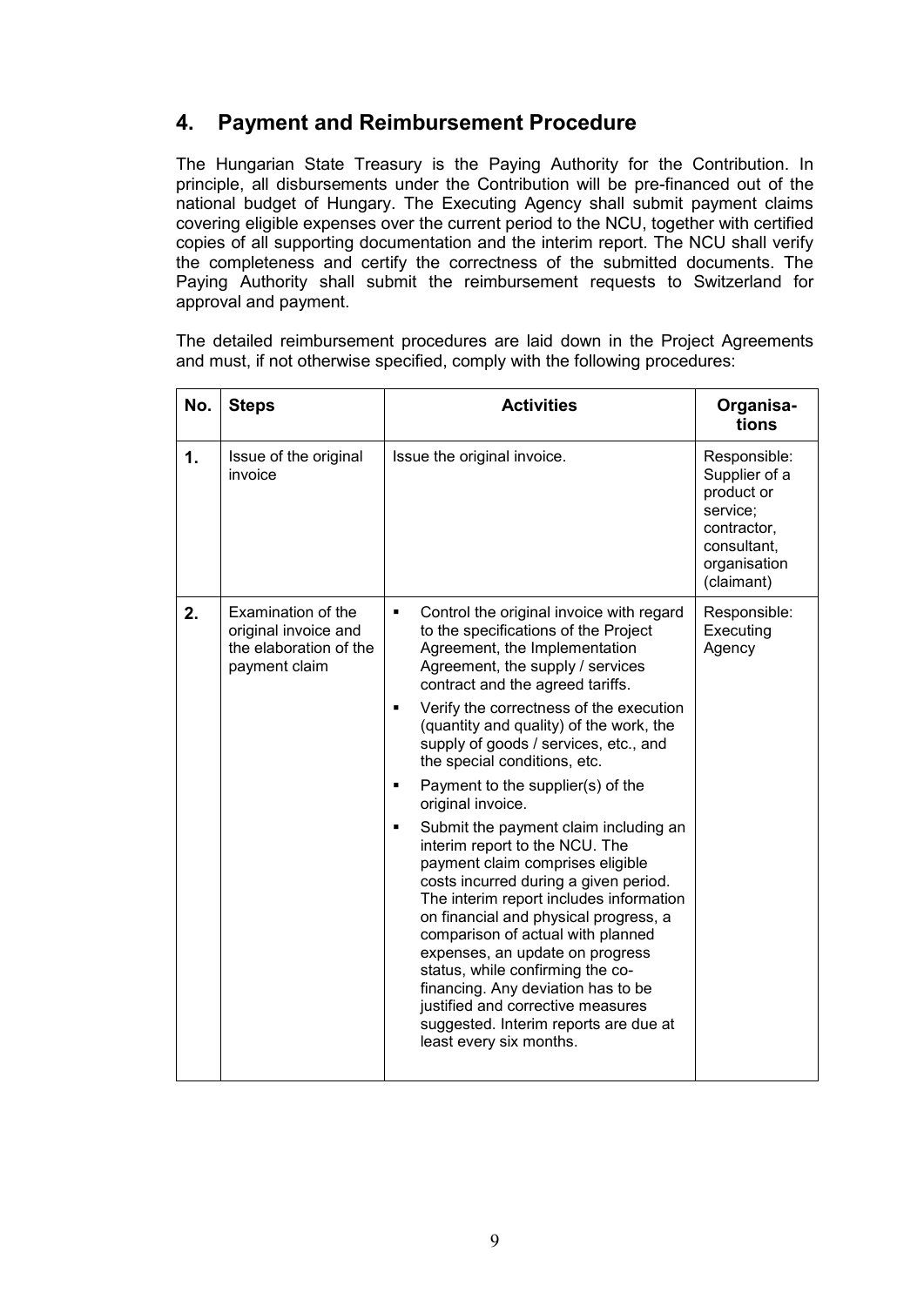## 4. Payment and Reimbursement Procedure

The Hungarian State Treasury is the Paying Authority for the Contribution. In principle, all disbursements under the Contribution will be pre-financed out of the national budget of Hungary. The Executing Agency shall submit payment claims covering eligible expenses over the current period to the NCU, together with certified copies of all supporting documentation and the interim report. The NCU shall verify the completeness and certify the correctness of the submitted documents. The Paying Authority shall submit the reimbursement requests to Switzerland for approval and payment.

The detailed reimbursement procedures are laid down in the Project Agreements and must, if not otherwise specified, comply with the following procedures:

| No. | Steps | Activities | Organisa-tions |
|---|---|---|---|
| **1.** | Issue of the original invoice | Issue the original invoice. | Responsible: Supplier of a product or service; contractor, consultant, organisation (claimant) |
| **2.** | Examination of the original invoice and the elaboration of the payment claim | ▪ Control the original invoice with regard to the specifications of the Project Agreement, the Implementation Agreement, the supply / services contract and the agreed tariffs.<br>▪ Verify the correctness of the execution (quantity and quality) of the work, the supply of goods / services, etc., and the special conditions, etc.<br>▪ Payment to the supplier(s) of the original invoice.<br>▪ Submit the payment claim including an interim report to the NCU. The payment claim comprises eligible costs incurred during a given period. The interim report includes information on financial and physical progress, a comparison of actual with planned expenses, an update on progress status, while confirming the co-financing. Any deviation has to be justified and corrective measures suggested. Interim reports are due at least every six months. | Responsible: Executing Agency |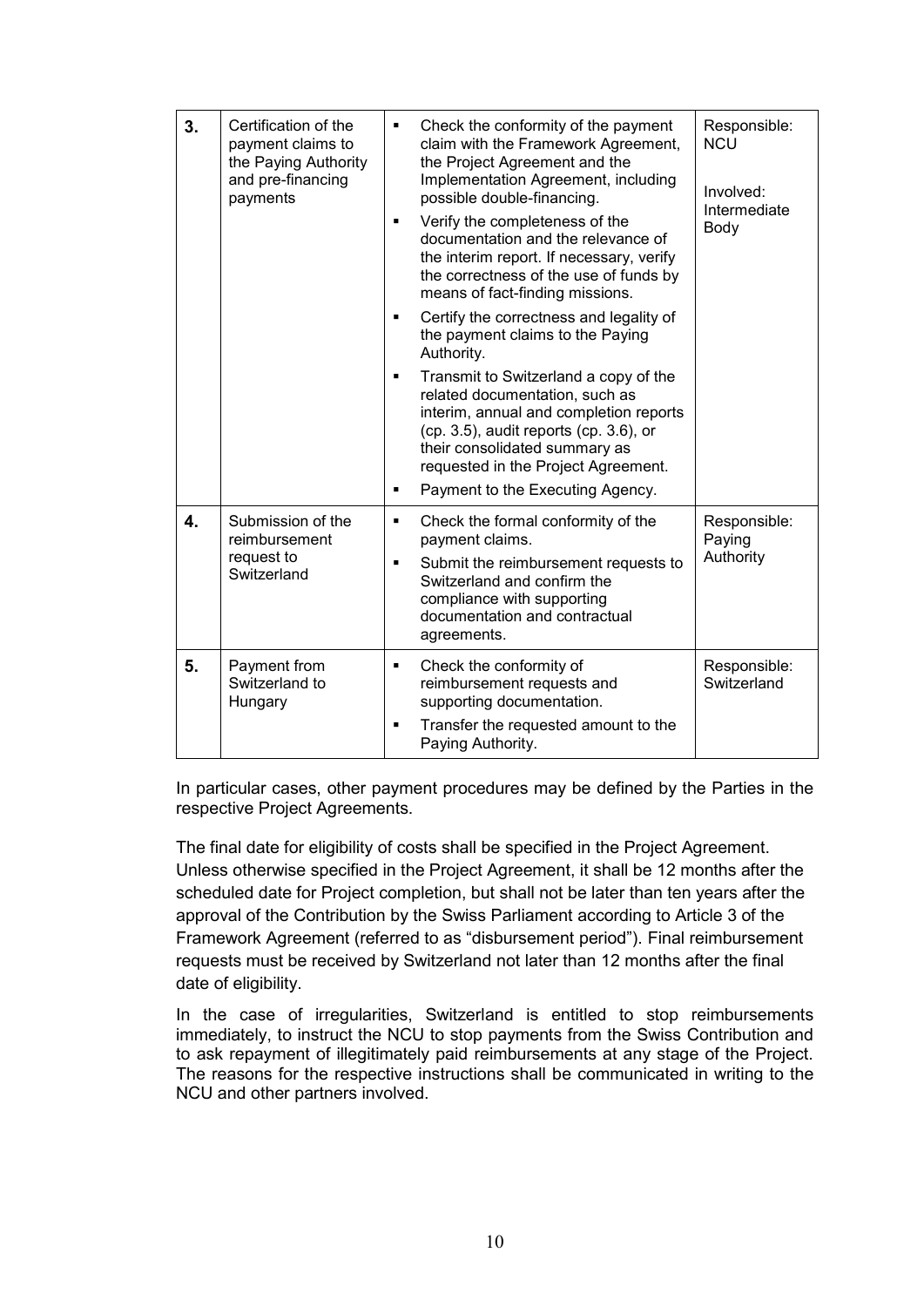| 3. | Certification of the payment claims to the Paying Authority and pre-financing payments | ▪ Check the conformity of the payment claim with the Framework Agreement, the Project Agreement and the Implementation Agreement, including possible double-financing.<br>▪ Verify the completeness of the documentation and the relevance of the interim report. If necessary, verify the correctness of the use of funds by means of fact-finding missions.<br>▪ Certify the correctness and legality of the payment claims to the Paying Authority.<br>▪ Transmit to Switzerland a copy of the related documentation, such as interim, annual and completion reports (cp. 3.5), audit reports (cp. 3.6), or their consolidated summary as requested in the Project Agreement.<br>▪ Payment to the Executing Agency. | Responsible: NCU<br><br>Involved: Intermediate Body |
|---|---|---|---|
| 4. | Submission of the reimbursement request to Switzerland | ▪ Check the formal conformity of the payment claims.<br>▪ Submit the reimbursement requests to Switzerland and confirm the compliance with supporting documentation and contractual agreements. | Responsible: Paying Authority |
| 5. | Payment from Switzerland to Hungary | ▪ Check the conformity of reimbursement requests and supporting documentation.<br>▪ Transfer the requested amount to the Paying Authority. | Responsible: Switzerland |

In particular cases, other payment procedures may be defined by the Parties in the respective Project Agreements.

The final date for eligibility of costs shall be specified in the Project Agreement. Unless otherwise specified in the Project Agreement, it shall be 12 months after the scheduled date for Project completion, but shall not be later than ten years after the approval of the Contribution by the Swiss Parliament according to Article 3 of the Framework Agreement (referred to as "disbursement period"). Final reimbursement requests must be received by Switzerland not later than 12 months after the final date of eligibility.

In the case of irregularities, Switzerland is entitled to stop reimbursements immediately, to instruct the NCU to stop payments from the Swiss Contribution and to ask repayment of illegitimately paid reimbursements at any stage of the Project. The reasons for the respective instructions shall be communicated in writing to the NCU and other partners involved.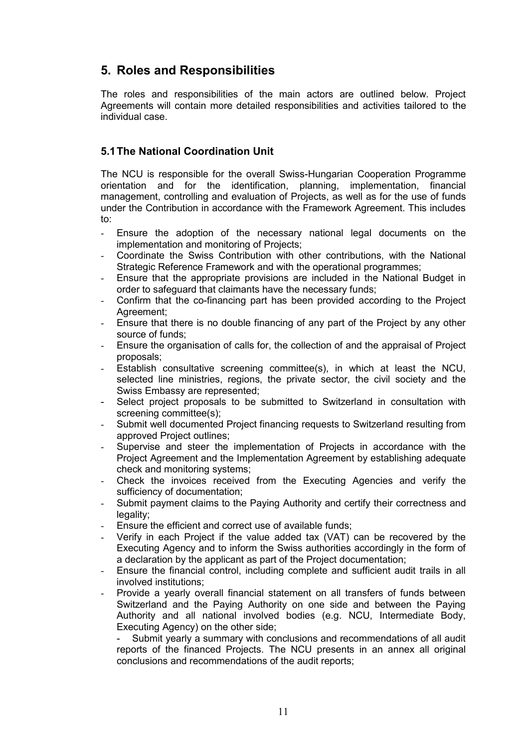## 5. Roles and Responsibilities

The roles and responsibilities of the main actors are outlined below. Project Agreements will contain more detailed responsibilities and activities tailored to the individual case.

### 5.1 The National Coordination Unit

The NCU is responsible for the overall Swiss-Hungarian Cooperation Programme orientation and for the identification, planning, implementation, financial management, controlling and evaluation of Projects, as well as for the use of funds under the Contribution in accordance with the Framework Agreement. This includes to:

- Ensure the adoption of the necessary national legal documents on the implementation and monitoring of Projects;
- Coordinate the Swiss Contribution with other contributions, with the National Strategic Reference Framework and with the operational programmes;
- Ensure that the appropriate provisions are included in the National Budget in order to safeguard that claimants have the necessary funds;
- Confirm that the co-financing part has been provided according to the Project Agreement;
- Ensure that there is no double financing of any part of the Project by any other source of funds;
- Ensure the organisation of calls for, the collection of and the appraisal of Project proposals;
- Establish consultative screening committee(s), in which at least the NCU, selected line ministries, regions, the private sector, the civil society and the Swiss Embassy are represented;
- Select project proposals to be submitted to Switzerland in consultation with screening committee(s);
- Submit well documented Project financing requests to Switzerland resulting from approved Project outlines;
- Supervise and steer the implementation of Projects in accordance with the Project Agreement and the Implementation Agreement by establishing adequate check and monitoring systems;
- Check the invoices received from the Executing Agencies and verify the sufficiency of documentation;
- Submit payment claims to the Paying Authority and certify their correctness and legality;
- Ensure the efficient and correct use of available funds;
- Verify in each Project if the value added tax (VAT) can be recovered by the Executing Agency and to inform the Swiss authorities accordingly in the form of a declaration by the applicant as part of the Project documentation;
- Ensure the financial control, including complete and sufficient audit trails in all involved institutions;
- Provide a yearly overall financial statement on all transfers of funds between Switzerland and the Paying Authority on one side and between the Paying Authority and all national involved bodies (e.g. NCU, Intermediate Body, Executing Agency) on the other side;
- Submit yearly a summary with conclusions and recommendations of all audit reports of the financed Projects. The NCU presents in an annex all original conclusions and recommendations of the audit reports;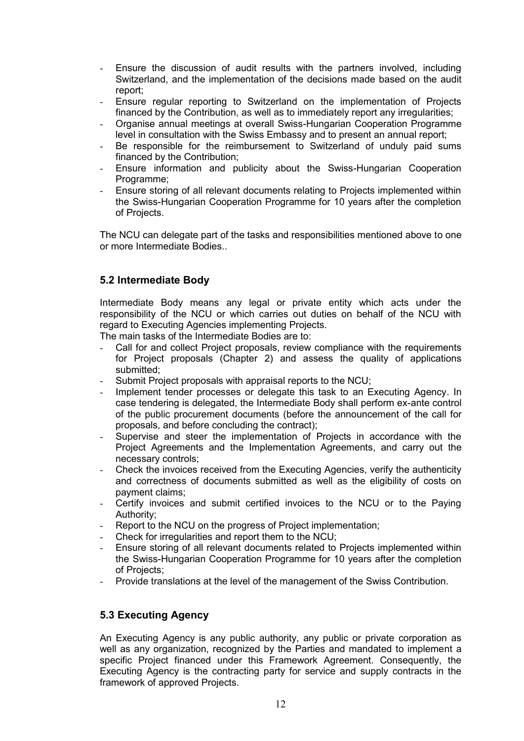- Ensure the discussion of audit results with the partners involved, including Switzerland, and the implementation of the decisions made based on the audit report;
- Ensure regular reporting to Switzerland on the implementation of Projects financed by the Contribution, as well as to immediately report any irregularities;
- Organise annual meetings at overall Swiss-Hungarian Cooperation Programme level in consultation with the Swiss Embassy and to present an annual report;
- Be responsible for the reimbursement to Switzerland of unduly paid sums financed by the Contribution;
- Ensure information and publicity about the Swiss-Hungarian Cooperation Programme;
- Ensure storing of all relevant documents relating to Projects implemented within the Swiss-Hungarian Cooperation Programme for 10 years after the completion of Projects.

The NCU can delegate part of the tasks and responsibilities mentioned above to one or more Intermediate Bodies..

### 5.2 Intermediate Body

Intermediate Body means any legal or private entity which acts under the responsibility of the NCU or which carries out duties on behalf of the NCU with regard to Executing Agencies implementing Projects.
The main tasks of the Intermediate Bodies are to:

- Call for and collect Project proposals, review compliance with the requirements for Project proposals (Chapter 2) and assess the quality of applications submitted;
- Submit Project proposals with appraisal reports to the NCU;
- Implement tender processes or delegate this task to an Executing Agency. In case tendering is delegated, the Intermediate Body shall perform ex-ante control of the public procurement documents (before the announcement of the call for proposals, and before concluding the contract);
- Supervise and steer the implementation of Projects in accordance with the Project Agreements and the Implementation Agreements, and carry out the necessary controls;
- Check the invoices received from the Executing Agencies, verify the authenticity and correctness of documents submitted as well as the eligibility of costs on payment claims;
- Certify invoices and submit certified invoices to the NCU or to the Paying Authority;
- Report to the NCU on the progress of Project implementation;
- Check for irregularities and report them to the NCU;
- Ensure storing of all relevant documents related to Projects implemented within the Swiss-Hungarian Cooperation Programme for 10 years after the completion of Projects;
- Provide translations at the level of the management of the Swiss Contribution.

### 5.3 Executing Agency

An Executing Agency is any public authority, any public or private corporation as well as any organization, recognized by the Parties and mandated to implement a specific Project financed under this Framework Agreement. Consequently, the Executing Agency is the contracting party for service and supply contracts in the framework of approved Projects.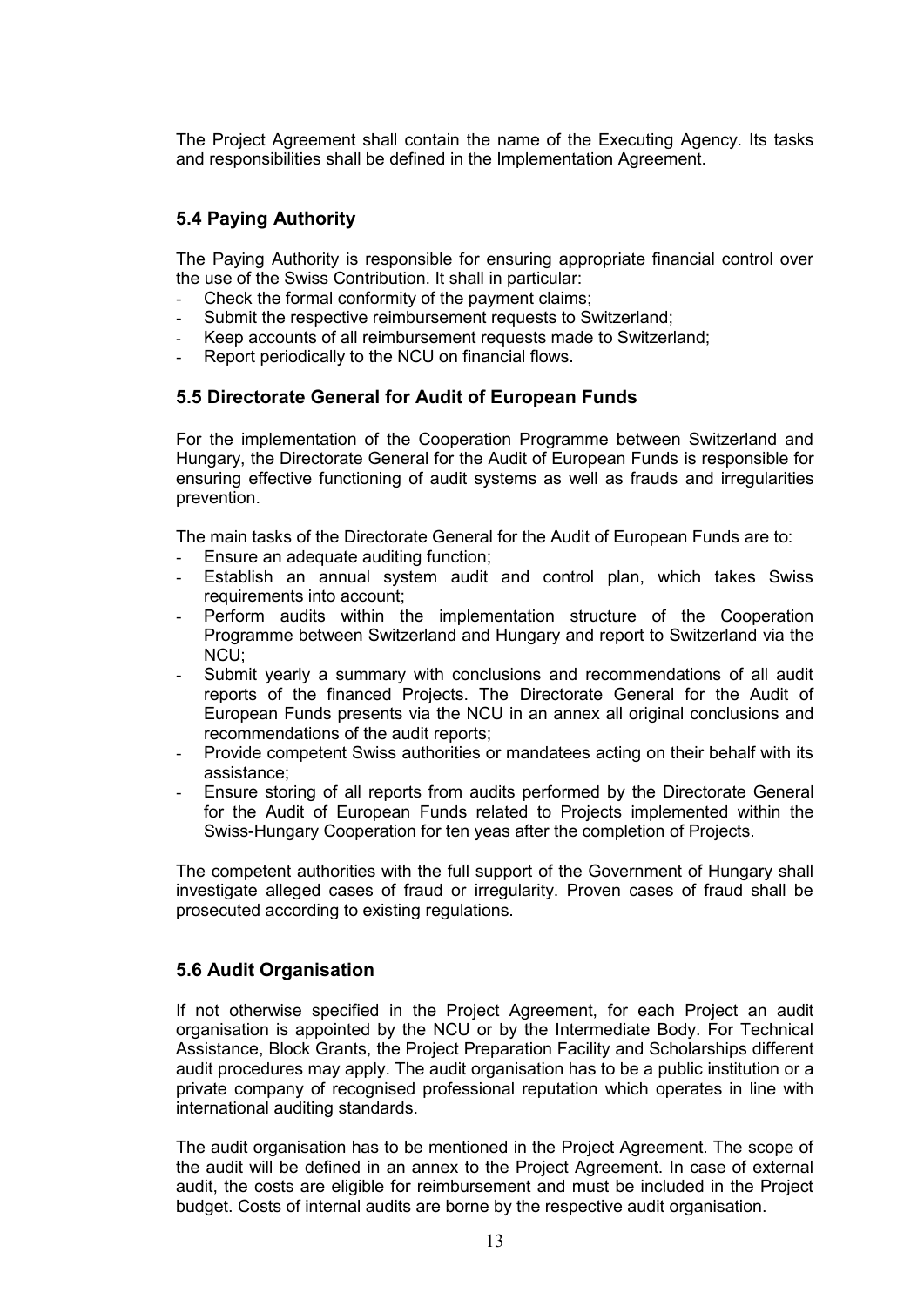The Project Agreement shall contain the name of the Executing Agency. Its tasks and responsibilities shall be defined in the Implementation Agreement.

## 5.4 Paying Authority

The Paying Authority is responsible for ensuring appropriate financial control over the use of the Swiss Contribution. It shall in particular:

- Check the formal conformity of the payment claims;
- Submit the respective reimbursement requests to Switzerland;
- Keep accounts of all reimbursement requests made to Switzerland;
- Report periodically to the NCU on financial flows.

## 5.5 Directorate General for Audit of European Funds

For the implementation of the Cooperation Programme between Switzerland and Hungary, the Directorate General for the Audit of European Funds is responsible for ensuring effective functioning of audit systems as well as frauds and irregularities prevention.

The main tasks of the Directorate General for the Audit of European Funds are to:

- Ensure an adequate auditing function;
- Establish an annual system audit and control plan, which takes Swiss requirements into account;
- Perform audits within the implementation structure of the Cooperation Programme between Switzerland and Hungary and report to Switzerland via the NCU;
- Submit yearly a summary with conclusions and recommendations of all audit reports of the financed Projects. The Directorate General for the Audit of European Funds presents via the NCU in an annex all original conclusions and recommendations of the audit reports;
- Provide competent Swiss authorities or mandatees acting on their behalf with its assistance;
- Ensure storing of all reports from audits performed by the Directorate General for the Audit of European Funds related to Projects implemented within the Swiss-Hungary Cooperation for ten yeas after the completion of Projects.

The competent authorities with the full support of the Government of Hungary shall investigate alleged cases of fraud or irregularity. Proven cases of fraud shall be prosecuted according to existing regulations.

## 5.6 Audit Organisation

If not otherwise specified in the Project Agreement, for each Project an audit organisation is appointed by the NCU or by the Intermediate Body. For Technical Assistance, Block Grants, the Project Preparation Facility and Scholarships different audit procedures may apply. The audit organisation has to be a public institution or a private company of recognised professional reputation which operates in line with international auditing standards.

The audit organisation has to be mentioned in the Project Agreement. The scope of the audit will be defined in an annex to the Project Agreement. In case of external audit, the costs are eligible for reimbursement and must be included in the Project budget. Costs of internal audits are borne by the respective audit organisation.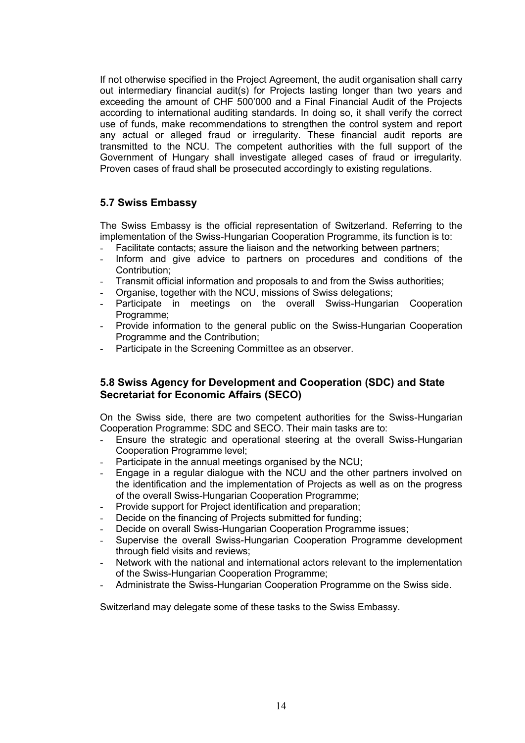If not otherwise specified in the Project Agreement, the audit organisation shall carry out intermediary financial audit(s) for Projects lasting longer than two years and exceeding the amount of CHF 500'000 and a Final Financial Audit of the Projects according to international auditing standards. In doing so, it shall verify the correct use of funds, make recommendations to strengthen the control system and report any actual or alleged fraud or irregularity. These financial audit reports are transmitted to the NCU. The competent authorities with the full support of the Government of Hungary shall investigate alleged cases of fraud or irregularity. Proven cases of fraud shall be prosecuted accordingly to existing regulations.

### 5.7 Swiss Embassy

The Swiss Embassy is the official representation of Switzerland. Referring to the implementation of the Swiss-Hungarian Cooperation Programme, its function is to:

- Facilitate contacts; assure the liaison and the networking between partners;
- Inform and give advice to partners on procedures and conditions of the Contribution;
- Transmit official information and proposals to and from the Swiss authorities;
- Organise, together with the NCU, missions of Swiss delegations;
- Participate in meetings on the overall Swiss-Hungarian Cooperation Programme;
- Provide information to the general public on the Swiss-Hungarian Cooperation Programme and the Contribution;
- Participate in the Screening Committee as an observer.

### 5.8 Swiss Agency for Development and Cooperation (SDC) and State Secretariat for Economic Affairs (SECO)

On the Swiss side, there are two competent authorities for the Swiss-Hungarian Cooperation Programme: SDC and SECO. Their main tasks are to:

- Ensure the strategic and operational steering at the overall Swiss-Hungarian Cooperation Programme level;
- Participate in the annual meetings organised by the NCU;
- Engage in a regular dialogue with the NCU and the other partners involved on the identification and the implementation of Projects as well as on the progress of the overall Swiss-Hungarian Cooperation Programme;
- Provide support for Project identification and preparation;
- Decide on the financing of Projects submitted for funding;
- Decide on overall Swiss-Hungarian Cooperation Programme issues;
- Supervise the overall Swiss-Hungarian Cooperation Programme development through field visits and reviews;
- Network with the national and international actors relevant to the implementation of the Swiss-Hungarian Cooperation Programme;
- Administrate the Swiss-Hungarian Cooperation Programme on the Swiss side.

Switzerland may delegate some of these tasks to the Swiss Embassy.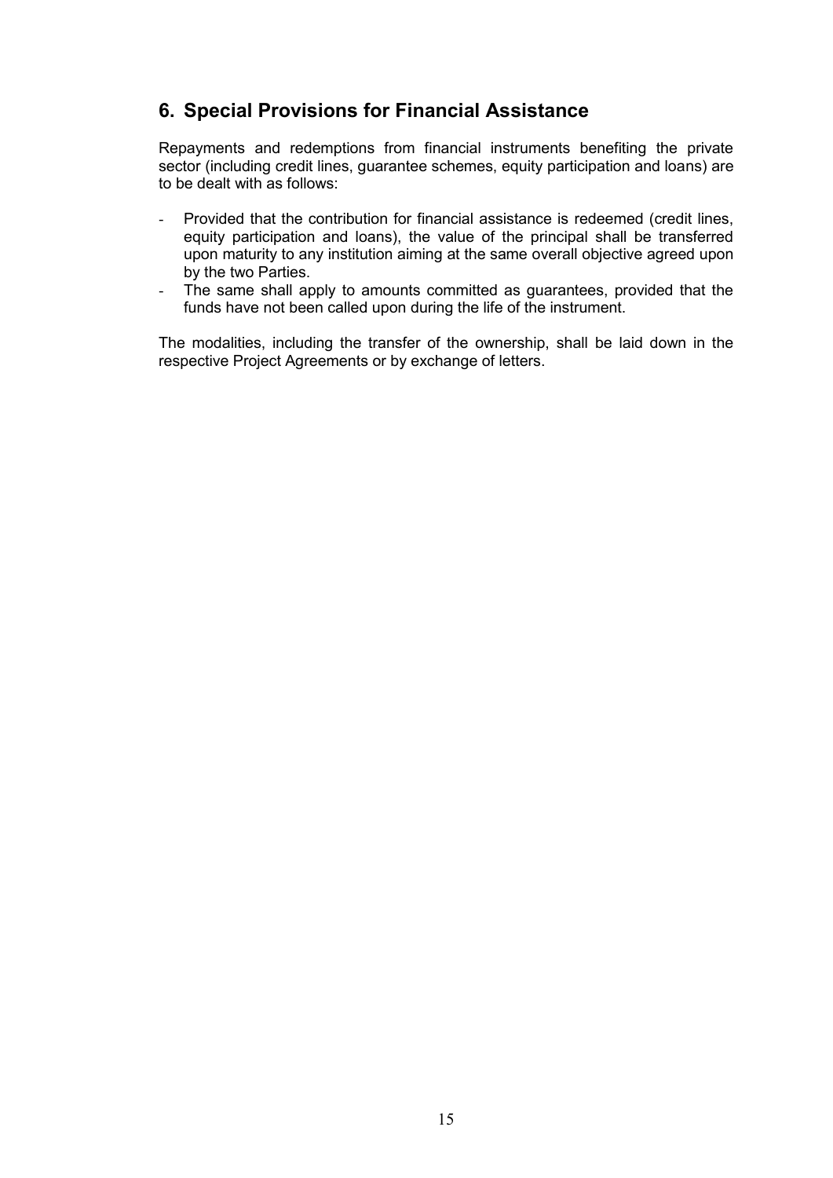## 6. Special Provisions for Financial Assistance

Repayments and redemptions from financial instruments benefiting the private sector (including credit lines, guarantee schemes, equity participation and loans) are to be dealt with as follows:

- Provided that the contribution for financial assistance is redeemed (credit lines, equity participation and loans), the value of the principal shall be transferred upon maturity to any institution aiming at the same overall objective agreed upon by the two Parties.
- The same shall apply to amounts committed as guarantees, provided that the funds have not been called upon during the life of the instrument.

The modalities, including the transfer of the ownership, shall be laid down in the respective Project Agreements or by exchange of letters.